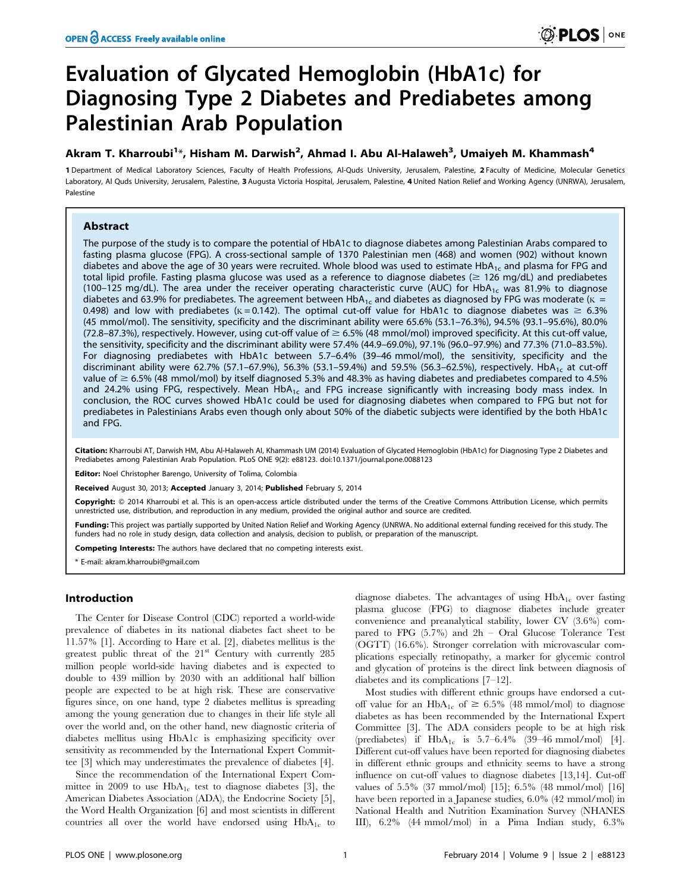# Evaluation of Glycated Hemoglobin (HbA1c) for Diagnosing Type 2 Diabetes and Prediabetes among Palestinian Arab Population

**Akram T. Kharroubi[1]*, Hisham M. Darwish[2], Ahmad I. Abu Al-Halaweh[3], Umaiyeh M. Khammash[4]**

**1** Department of Medical Laboratory Sciences, Faculty of Health Professions, Al-Quds University, Jerusalem, Palestine, **2** Faculty of Medicine, Molecular Genetics Laboratory, Al Quds University, Jerusalem, Palestine, **3** Augusta Victoria Hospital, Jerusalem, Palestine, **4** United Nation Relief and Working Agency (UNRWA), Jerusalem, Palestine

## Abstract

The purpose of the study is to compare the potential of HbA1c to diagnose diabetes among Palestinian Arabs compared to fasting plasma glucose (FPG). A cross-sectional sample of 1370 Palestinian men (468) and women (902) without known diabetes and above the age of 30 years were recruited. Whole blood was used to estimate $HbA_{1c}$ and plasma for FPG and total lipid profile. Fasting plasma glucose was used as a reference to diagnose diabetes ($\geq$ 126 mg/dL) and prediabetes (100–125 mg/dL). The area under the receiver operating characteristic curve (AUC) for $HbA_{1c}$ was 81.9% to diagnose diabetes and 63.9% for prediabetes. The agreement between $HbA_{1c}$ and diabetes as diagnosed by FPG was moderate ($\kappa$ = 0.498) and low with prediabetes ($\kappa$ = 0.142). The optimal cut-off value for HbA1c to diagnose diabetes was $\geq$ 6.3% (45 mmol/mol). The sensitivity, specificity and the discriminant ability were 65.6% (53.1–76.3%), 94.5% (93.1–95.6%), 80.0% (72.8–87.3%), respectively. However, using cut-off value of $\geq$ 6.5% (48 mmol/mol) improved specificity. At this cut-off value, the sensitivity, specificity and the discriminant ability were 57.4% (44.9–69.0%), 97.1% (96.0–97.9%) and 77.3% (71.0–83.5%). For diagnosing prediabetes with HbA1c between 5.7–6.4% (39–46 mmol/mol), the sensitivity, specificity and the discriminant ability were 62.7% (57.1–67.9%), 56.3% (53.1–59.4%) and 59.5% (56.3–62.5%), respectively. $HbA_{1c}$ at cut-off value of $\geq$ 6.5% (48 mmol/mol) by itself diagnosed 5.3% and 48.3% as having diabetes and prediabetes compared to 4.5% and 24.2% using FPG, respectively. Mean $HbA_{1c}$ and FPG increase significantly with increasing body mass index. In conclusion, the ROC curves showed HbA1c could be used for diagnosing diabetes when compared to FPG but not for prediabetes in Palestinians Arabs even though only about 50% of the diabetic subjects were identified by the both HbA1c and FPG.

**Citation:** Kharroubi AT, Darwish HM, Abu Al-Halaweh AI, Khammash UM (2014) Evaluation of Glycated Hemoglobin (HbA1c) for Diagnosing Type 2 Diabetes and Prediabetes among Palestinian Arab Population. PLoS ONE 9(2): e88123. doi:10.1371/journal.pone.0088123

**Editor:** Noel Christopher Barengo, University of Tolima, Colombia

**Received** August 30, 2013; **Accepted** January 3, 2014; **Published** February 5, 2014

**Copyright:** © 2014 Kharroubi et al. This is an open-access article distributed under the terms of the Creative Commons Attribution License, which permits unrestricted use, distribution, and reproduction in any medium, provided the original author and source are credited.

**Funding:** This project was partially supported by United Nation Relief and Working Agency (UNRWA. No additional external funding received for this study. The funders had no role in study design, data collection and analysis, decision to publish, or preparation of the manuscript.

**Competing Interests:** The authors have declared that no competing interests exist.

\* E-mail: akram.kharroubi@gmail.com

## Introduction

The Center for Disease Control (CDC) reported a world-wide prevalence of diabetes in its national diabetes fact sheet to be 11.57% [1]. According to Hare et al. [2], diabetes mellitus is the greatest public threat of the 21st Century with currently 285 million people world-side having diabetes and is expected to double to 439 million by 2030 with an additional half billion people are expected to be at high risk. These are conservative figures since, on one hand, type 2 diabetes mellitus is spreading among the young generation due to changes in their life style all over the world and, on the other hand, new diagnostic criteria of diabetes mellitus using HbA1c is emphasizing specificity over sensitivity as recommended by the International Expert Committee [3] which may underestimates the prevalence of diabetes [4].

Since the recommendation of the International Expert Committee in 2009 to use $HbA_{1c}$ test to diagnose diabetes [3], the American Diabetes Association (ADA), the Endocrine Society [5], the Word Health Organization [6] and most scientists in different countries all over the world have endorsed using $HbA_{1c}$ to diagnose diabetes. The advantages of using $HbA_{1c}$ over fasting plasma glucose (FPG) to diagnose diabetes include greater convenience and preanalytical stability, lower CV (3.6%) compared to FPG (5.7%) and 2h – Oral Glucose Tolerance Test (OGTT) (16.6%). Stronger correlation with microvascular complications especially retinopathy, a marker for glycemic control and glycation of proteins is the direct link between diagnosis of diabetes and its complications [7–12].

Most studies with different ethnic groups have endorsed a cut-off value for an $HbA_{1c}$ of $\geq$ 6.5% (48 mmol/mol) to diagnose diabetes as has been recommended by the International Expert Committee [3]. The ADA considers people to be at high risk (prediabetes) if $HbA_{1c}$ is 5.7–6.4% (39–46 mmol/mol) [4]. Different cut-off values have been reported for diagnosing diabetes in different ethnic groups and ethnicity seems to have a strong influence on cut-off values to diagnose diabetes [13,14]. Cut-off values of 5.5% (37 mmol/mol) [15]; 6.5% (48 mmol/mol) [16] have been reported in a Japanese studies, 6.0% (42 mmol/mol) in National Health and Nutrition Examination Survey (NHANES III), 6.2% (44 mmol/mol) in a Pima Indian study, 6.3%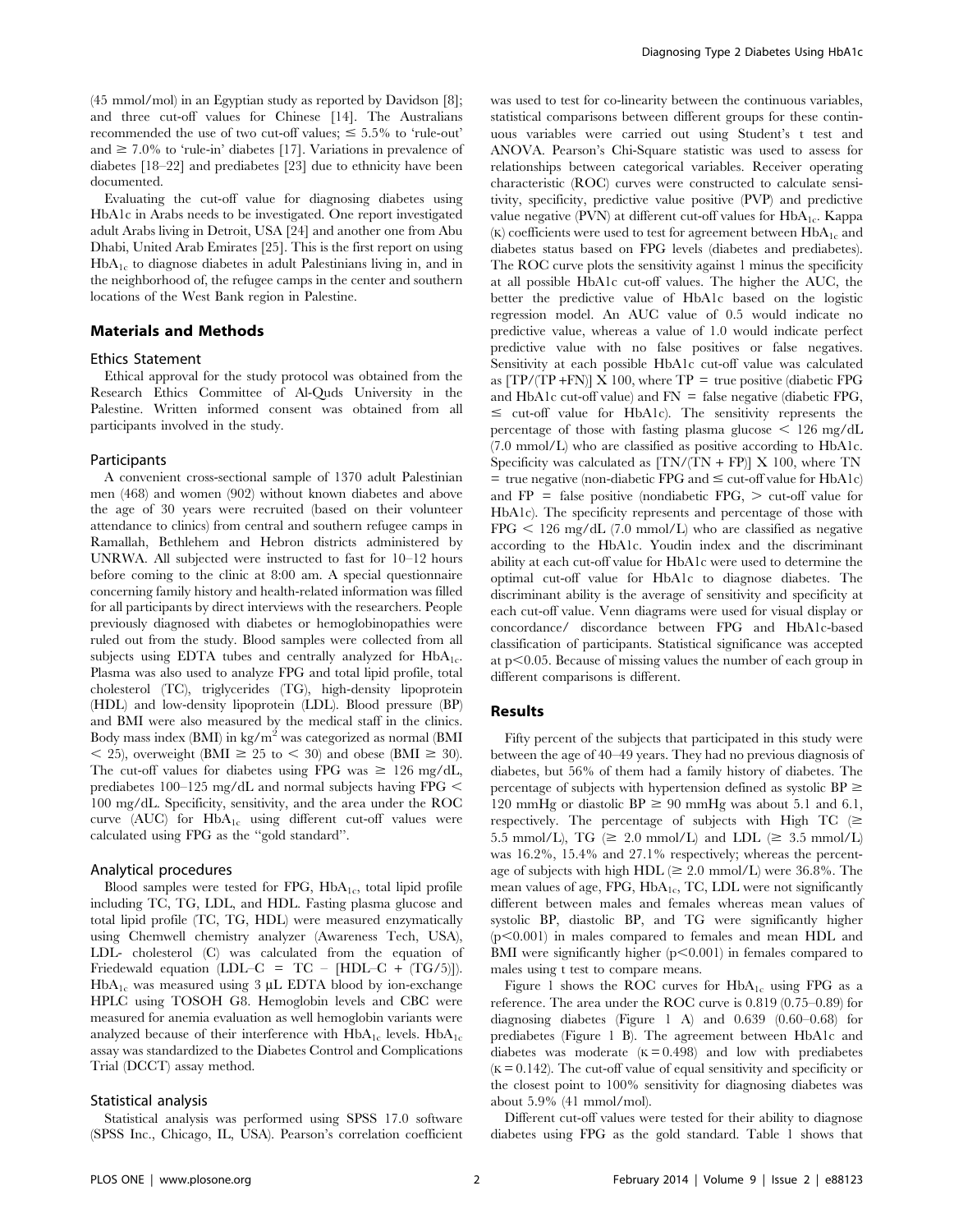(45 mmol/mol) in an Egyptian study as reported by Davidson [8]; and three cut-off values for Chinese [14]. The Australians recommended the use of two cut-off values; ≤ 5.5% to 'rule-out' and ≥ 7.0% to 'rule-in' diabetes [17]. Variations in prevalence of diabetes [18–22] and prediabetes [23] due to ethnicity have been documented.

Evaluating the cut-off value for diagnosing diabetes using HbA1c in Arabs needs to be investigated. One report investigated adult Arabs living in Detroit, USA [24] and another one from Abu Dhabi, United Arab Emirates [25]. This is the first report on using $HbA_{1c}$ to diagnose diabetes in adult Palestinians living in, and in the neighborhood of, the refugee camps in the center and southern locations of the West Bank region in Palestine.

## Materials and Methods

### Ethics Statement

Ethical approval for the study protocol was obtained from the Research Ethics Committee of Al-Quds University in the Palestine. Written informed consent was obtained from all participants involved in the study.

### Participants

A convenient cross-sectional sample of 1370 adult Palestinian men (468) and women (902) without known diabetes and above the age of 30 years were recruited (based on their volunteer attendance to clinics) from central and southern refugee camps in Ramallah, Bethlehem and Hebron districts administered by UNRWA. All subjected were instructed to fast for 10–12 hours before coming to the clinic at 8:00 am. A special questionnaire concerning family history and health-related information was filled for all participants by direct interviews with the researchers. People previously diagnosed with diabetes or hemoglobinopathies were ruled out from the study. Blood samples were collected from all subjects using EDTA tubes and centrally analyzed for $HbA_{1c}$. Plasma was also used to analyze FPG and total lipid profile, total cholesterol (TC), triglycerides (TG), high-density lipoprotein (HDL) and low-density lipoprotein (LDL). Blood pressure (BP) and BMI were also measured by the medical staff in the clinics. Body mass index (BMI) in $kg/m^2$ was categorized as normal (BMI < 25), overweight (BMI ≥ 25 to < 30) and obese (BMI ≥ 30). The cut-off values for diabetes using FPG was ≥ 126 mg/dL, prediabetes 100–125 mg/dL and normal subjects having FPG < 100 mg/dL. Specificity, sensitivity, and the area under the ROC curve (AUC) for $HbA_{1c}$ using different cut-off values were calculated using FPG as the "gold standard".

### Analytical procedures

Blood samples were tested for FPG, $HbA_{1c}$, total lipid profile including TC, TG, LDL, and HDL. Fasting plasma glucose and total lipid profile (TC, TG, HDL) were measured enzymatically using Chemwell chemistry analyzer (Awareness Tech, USA), LDL- cholesterol (C) was calculated from the equation of Friedewald equation (LDL–C = TC – [HDL–C + (TG/5)]). $HbA_{1c}$ was measured using 3 µL EDTA blood by ion-exchange HPLC using TOSOH G8. Hemoglobin levels and CBC were measured for anemia evaluation as well hemoglobin variants were analyzed because of their interference with $HbA_{1c}$ levels. $HbA_{1c}$ assay was standardized to the Diabetes Control and Complications Trial (DCCT) assay method.

### Statistical analysis

Statistical analysis was performed using SPSS 17.0 software (SPSS Inc., Chicago, IL, USA). Pearson's correlation coefficient was used to test for co-linearity between the continuous variables, statistical comparisons between different groups for these continuous variables were carried out using Student's t test and ANOVA. Pearson's Chi-Square statistic was used to assess for relationships between categorical variables. Receiver operating characteristic (ROC) curves were constructed to calculate sensitivity, specificity, predictive value positive (PVP) and predictive value negative (PVN) at different cut-off values for $HbA_{1c}$. Kappa ($\kappa$) coefficients were used to test for agreement between $HbA_{1c}$ and diabetes status based on FPG levels (diabetes and prediabetes). The ROC curve plots the sensitivity against 1 minus the specificity at all possible HbA1c cut-off values. The higher the AUC, the better the predictive value of HbA1c based on the logistic regression model. An AUC value of 0.5 would indicate no predictive value, whereas a value of 1.0 would indicate perfect predictive value with no false positives or false negatives. Sensitivity at each possible HbA1c cut-off value was calculated as [TP/(TP +FN)] X 100, where TP = true positive (diabetic FPG and HbA1c cut-off value) and FN = false negative (diabetic FPG, ≤ cut-off value for HbA1c). The sensitivity represents the percentage of those with fasting plasma glucose < 126 mg/dL (7.0 mmol/L) who are classified as positive according to HbA1c. Specificity was calculated as [TN/(TN + FP)] X 100, where TN = true negative (non-diabetic FPG and ≤ cut-off value for HbA1c) and FP = false positive (nondiabetic FPG, > cut-off value for HbA1c). The specificity represents and percentage of those with FPG < 126 mg/dL (7.0 mmol/L) who are classified as negative according to the HbA1c. Youdin index and the discriminant ability at each cut-off value for HbA1c were used to determine the optimal cut-off value for HbA1c to diagnose diabetes. The discriminant ability is the average of sensitivity and specificity at each cut-off value. Venn diagrams were used for visual display or concordance/ discordance between FPG and HbA1c-based classification of participants. Statistical significance was accepted at $p<0.05$. Because of missing values the number of each group in different comparisons is different.

## Results

Fifty percent of the subjects that participated in this study were between the age of 40–49 years. They had no previous diagnosis of diabetes, but 56% of them had a family history of diabetes. The percentage of subjects with hypertension defined as systolic BP ≥ 120 mmHg or diastolic BP ≥ 90 mmHg was about 5.1 and 6.1, respectively. The percentage of subjects with High TC (≥ 5.5 mmol/L), TG (≥ 2.0 mmol/L) and LDL (≥ 3.5 mmol/L) was 16.2%, 15.4% and 27.1% respectively; whereas the percentage of subjects with high HDL (≥ 2.0 mmol/L) were 36.8%. The mean values of age, FPG, $HbA_{1c}$, TC, LDL were not significantly different between males and females whereas mean values of systolic BP, diastolic BP, and TG were significantly higher ($p<0.001$) in males compared to females and mean HDL and BMI were significantly higher ($p<0.001$) in females compared to males using t test to compare means.

Figure 1 shows the ROC curves for $HbA_{1c}$ using FPG as a reference. The area under the ROC curve is 0.819 (0.75–0.89) for diagnosing diabetes (Figure 1 A) and 0.639 (0.60–0.68) for prediabetes (Figure 1 B). The agreement between HbA1c and diabetes was moderate ($\kappa = 0.498$) and low with prediabetes ($\kappa = 0.142$). The cut-off value of equal sensitivity and specificity or the closest point to 100% sensitivity for diagnosing diabetes was about 5.9% (41 mmol/mol).

Different cut-off values were tested for their ability to diagnose diabetes using FPG as the gold standard. Table 1 shows that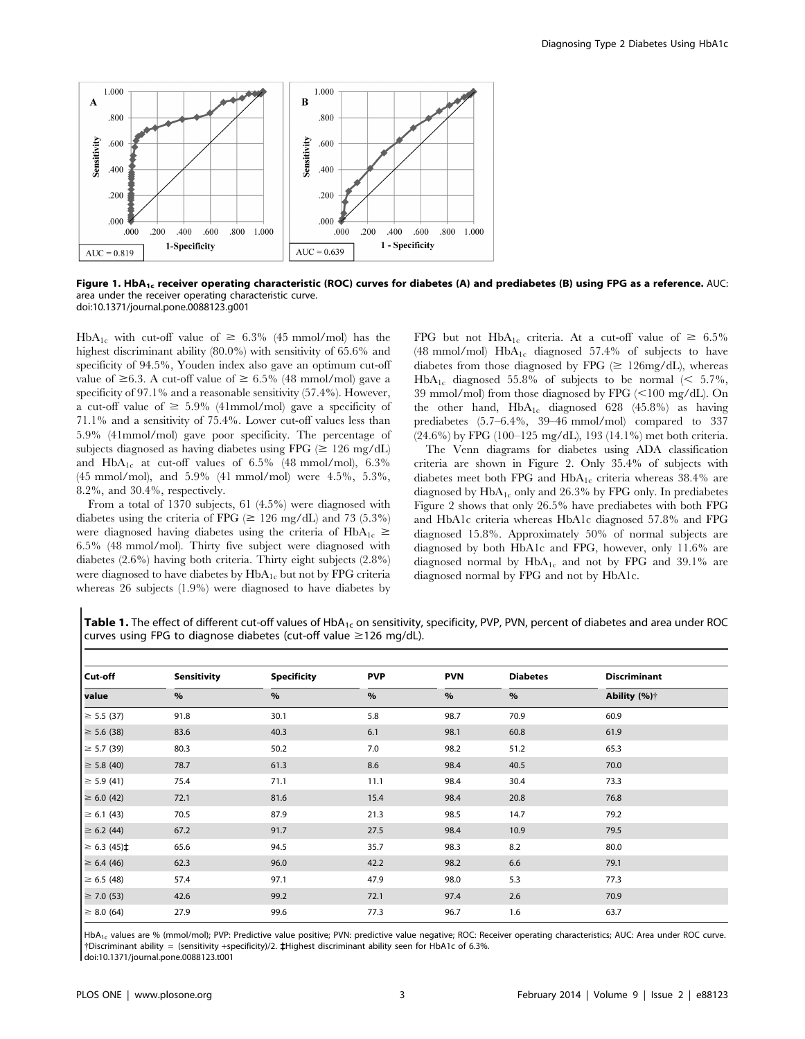**Figure 1. $HbA_{1c}$ receiver operating characteristic (ROC) curves for diabetes (A) and prediabetes (B) using FPG as a reference.** AUC: area under the receiver operating characteristic curve.
doi:10.1371/journal.pone.0088123.g001

$HbA_{1c}$ with cut-off value of $\geq$ 6.3% (45 mmol/mol) has the highest discriminant ability (80.0%) with sensitivity of 65.6% and specificity of 94.5%, Youden index also gave an optimum cut-off value of $\geq$6.3. A cut-off value of $\geq$ 6.5% (48 mmol/mol) gave a specificity of 97.1% and a reasonable sensitivity (57.4%). However, a cut-off value of $\geq$ 5.9% (41mmol/mol) gave a specificity of 71.1% and a sensitivity of 75.4%. Lower cut-off values less than 5.9% (41mmol/mol) gave poor specificity. The percentage of subjects diagnosed as having diabetes using FPG ($\geq$ 126 mg/dL) and $HbA_{1c}$ at cut-off values of 6.5% (48 mmol/mol), 6.3% (45 mmol/mol), and 5.9% (41 mmol/mol) were 4.5%, 5.3%, 8.2%, and 30.4%, respectively.

From a total of 1370 subjects, 61 (4.5%) were diagnosed with diabetes using the criteria of FPG ($\geq$ 126 mg/dL) and 73 (5.3%) were diagnosed having diabetes using the criteria of $HbA_{1c}$ $\geq$ 6.5% (48 mmol/mol). Thirty five subject were diagnosed with diabetes (2.6%) having both criteria. Thirty eight subjects (2.8%) were diagnosed to have diabetes by $HbA_{1c}$ but not by FPG criteria whereas 26 subjects (1.9%) were diagnosed to have diabetes by FPG but not $HbA_{1c}$ criteria. At a cut-off value of $\geq$ 6.5% (48 mmol/mol) $HbA_{1c}$ diagnosed 57.4% of subjects to have diabetes from those diagnosed by FPG ($\geq$ 126mg/dL), whereas $HbA_{1c}$ diagnosed 55.8% of subjects to be normal (< 5.7%, 39 mmol/mol) from those diagnosed by FPG (<100 mg/dL). On the other hand, $HbA_{1c}$ diagnosed 628 (45.8%) as having prediabetes (5.7–6.4%, 39–46 mmol/mol) compared to 337 (24.6%) by FPG (100–125 mg/dL), 193 (14.1%) met both criteria.

The Venn diagrams for diabetes using ADA classification criteria are shown in Figure 2. Only 35.4% of subjects with diabetes meet both FPG and $HbA_{1c}$ criteria whereas 38.4% are diagnosed by $HbA_{1c}$ only and 26.3% by FPG only. In prediabetes Figure 2 shows that only 26.5% have prediabetes with both FPG and HbA1c criteria whereas HbA1c diagnosed 57.8% and FPG diagnosed 15.8%. Approximately 50% of normal subjects are diagnosed by both HbA1c and FPG, however, only 11.6% are diagnosed normal by $HbA_{1c}$ and not by FPG and 39.1% are diagnosed normal by FPG and not by HbA1c.

**Table 1.** The effect of different cut-off values of $HbA_{1c}$ on sensitivity, specificity, PVP, PVN, percent of diabetes and area under ROC curves using FPG to diagnose diabetes (cut-off value $\geq$126 mg/dL).

| Cut-off value | Sensitivity % | Specificity % | PVP % | PVN % | Diabetes % | Discriminant Ability (%)† |
|---|---|---|---|---|---|---|
| $\geq$ 5.5 (37) | 91.8 | 30.1 | 5.8 | 98.7 | 70.9 | 60.9 |
| $\geq$ 5.6 (38) | 83.6 | 40.3 | 6.1 | 98.1 | 60.8 | 61.9 |
| $\geq$ 5.7 (39) | 80.3 | 50.2 | 7.0 | 98.2 | 51.2 | 65.3 |
| $\geq$ 5.8 (40) | 78.7 | 61.3 | 8.6 | 98.4 | 40.5 | 70.0 |
| $\geq$ 5.9 (41) | 75.4 | 71.1 | 11.1 | 98.4 | 30.4 | 73.3 |
| $\geq$ 6.0 (42) | 72.1 | 81.6 | 15.4 | 98.4 | 20.8 | 76.8 |
| $\geq$ 6.1 (43) | 70.5 | 87.9 | 21.3 | 98.5 | 14.7 | 79.2 |
| $\geq$ 6.2 (44) | 67.2 | 91.7 | 27.5 | 98.4 | 10.9 | 79.5 |
| $\geq$ 6.3 (45)‡ | 65.6 | 94.5 | 35.7 | 98.3 | 8.2 | 80.0 |
| $\geq$ 6.4 (46) | 62.3 | 96.0 | 42.2 | 98.2 | 6.6 | 79.1 |
| $\geq$ 6.5 (48) | 57.4 | 97.1 | 47.9 | 98.0 | 5.3 | 77.3 |
| $\geq$ 7.0 (53) | 42.6 | 99.2 | 72.1 | 97.4 | 2.6 | 70.9 |
| $\geq$ 8.0 (64) | 27.9 | 99.6 | 77.3 | 96.7 | 1.6 | 63.7 |

$HbA_{1c}$ values are % (mmol/mol); PVP: Predictive value positive; PVN: predictive value negative; ROC: Receiver operating characteristics; AUC: Area under ROC curve.
†Discriminant ability = (sensitivity +specificity)/2. ‡Highest discriminant ability seen for HbA1c of 6.3%.
doi:10.1371/journal.pone.0088123.t001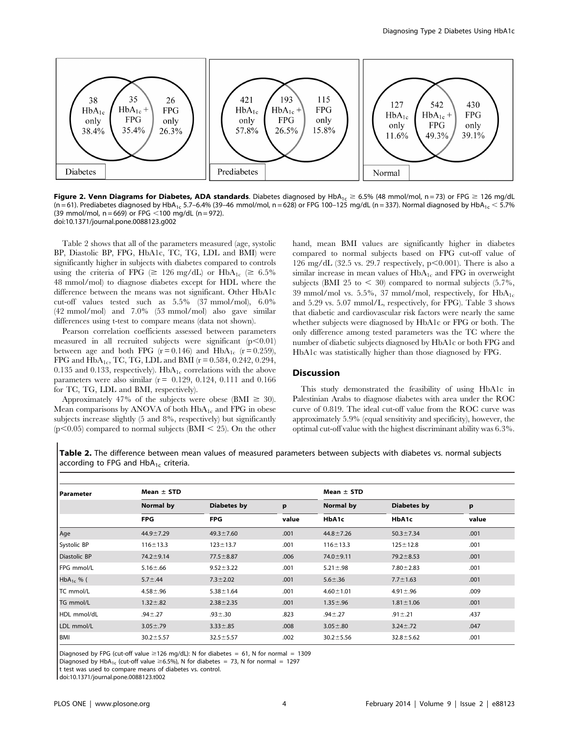Diabetes

| 38 HbA1c only 38.4% | 35 HbA1c + FPG 35.4% | 26 FPG only 26.3% |
|---|---|---|

Prediabetes

| 421 HbA1c only 57.8% | 193 HbA1c + FPG 26.5% | 115 FPG only 15.8% |
|---|---|---|

Normal

| 127 HbA1c only 11.6% | 542 HbA1c + FPG 49.3% | 430 FPG only 39.1% |
|---|---|---|

**Figure 2. Venn Diagrams for Diabetes, ADA standards**. Diabetes diagnosed by $HbA_{1c} \geq 6.5\%$ (48 mmol/mol, n = 73) or FPG $\geq$ 126 mg/dL (n = 61). Prediabetes diagnosed by $HbA_{1c}$ 5.7–6.4% (39–46 mmol/mol, n = 628) or FPG 100–125 mg/dL (n = 337). Normal diagnosed by $HbA_{1c} < 5.7\%$ (39 mmol/mol, n = 669) or FPG <100 mg/dL (n = 972).
doi:10.1371/journal.pone.0088123.g002

Table 2 shows that all of the parameters measured (age, systolic BP, Diastolic BP, FPG, HbA1c, TC, TG, LDL and BMI) were significantly higher in subjects with diabetes compared to controls using the criteria of FPG ($\geq$ 126 mg/dL) or $HbA_{1c}$ ($\geq$ 6.5% 48 mmol/mol) to diagnose diabetes except for HDL where the difference between the means was not significant. Other HbA1c cut-off values tested such as 5.5% (37 mmol/mol), 6.0% (42 mmol/mol) and 7.0% (53 mmol/mol) also gave similar differences using t-test to compare means (data not shown).

Pearson correlation coefficients assessed between parameters measured in all recruited subjects were significant ($p<0.01$) between age and both FPG ($r = 0.146$) and $HbA_{1c}$ ($r = 0.259$), FPG and $HbA_{1c}$, TC, TG, LDL and BMI ($r = 0.584$, 0.242, 0.294, 0.135 and 0.133, respectively). $HbA_{1c}$ correlations with the above parameters were also similar ($r =$ 0.129, 0.124, 0.111 and 0.166 for TC, TG, LDL and BMI, respectively).

Approximately 47% of the subjects were obese (BMI $\geq$ 30). Mean comparisons by ANOVA of both $HbA_{1c}$ and FPG in obese subjects increase slightly (5 and 8%, respectively) but significantly ($p<0.05$) compared to normal subjects (BMI < 25). On the other hand, mean BMI values are significantly higher in diabetes compared to normal subjects based on FPG cut-off value of 126 mg/dL (32.5 vs. 29.7 respectively, $p<0.001$). There is also a similar increase in mean values of $HbA_{1c}$ and FPG in overweight subjects (BMI 25 to < 30) compared to normal subjects (5.7%, 39 mmol/mol vs. 5.5%, 37 mmol/mol, respectively, for $HbA_{1c}$ and 5.29 vs. 5.07 mmol/L, respectively, for FPG). Table 3 shows that diabetic and cardiovascular risk factors were nearly the same whether subjects were diagnosed by HbA1c or FPG or both. The only difference among tested parameters was the TC where the number of diabetic subjects diagnosed by HbA1c or both FPG and HbA1c was statistically higher than those diagnosed by FPG.

## Discussion

This study demonstrated the feasibility of using HbA1c in Palestinian Arabs to diagnose diabetes with area under the ROC curve of 0.819. The ideal cut-off value from the ROC curve was approximately 5.9% (equal sensitivity and specificity), however, the optimal cut-off value with the highest discriminant ability was 6.3%.

**Table 2.** The difference between mean values of measured parameters between subjects with diabetes vs. normal subjects according to FPG and $HbA_{1c}$ criteria.

| Parameter | Mean ± STD | | | Mean ± STD | | |
|---|---|---|---|---|---|---|
| | Normal by | Diabetes by | p | Normal by | Diabetes by | p |
| | FPG | FPG | value | HbA1c | HbA1c | value |
| Age | 44.9±7.29 | 49.3±7.60 | .001 | 44.8±7.26 | 50.3±7.34 | .001 |
| Systolic BP | 116±13.3 | 123±13.7 | .001 | 116±13.3 | 125±12.8 | .001 |
| Diastolic BP | 74.2±9.14 | 77.5±8.87 | .006 | 74.0±9.11 | 79.2±8.53 | .001 |
| FPG mmol/L | 5.16±.66 | 9.52±3.22 | .001 | 5.21±.98 | 7.80±2.83 | .001 |
| $HbA_{1c}$ % ( | 5.7±.44 | 7.3±2.02 | .001 | 5.6±.36 | 7.7±1.63 | .001 |
| TC mmol/L | 4.58±.96 | 5.38±1.64 | .001 | 4.60±1.01 | 4.91±.96 | .009 |
| TG mmol/L | 1.32±.82 | 2.38±2.35 | .001 | 1.35±.96 | 1.81±1.06 | .001 |
| HDL mmol/dL | .94±.27 | .93±.30 | .823 | .94±.27 | .91±.21 | .437 |
| LDL mmol/L | 3.05±.79 | 3.33±.85 | .008 | 3.05±.80 | 3.24±.72 | .047 |
| BMI | 30.2±5.57 | 32.5±5.57 | .002 | 30.2±5.56 | 32.8±5.62 | .001 |

Diagnosed by FPG (cut-off value ≥126 mg/dL): N for diabetes = 61, N for normal = 1309
Diagnosed by $HbA_{1c}$ (cut-off value ≥6.5%), N for diabetes = 73, N for normal = 1297
t test was used to compare means of diabetes vs. control.
doi:10.1371/journal.pone.0088123.t002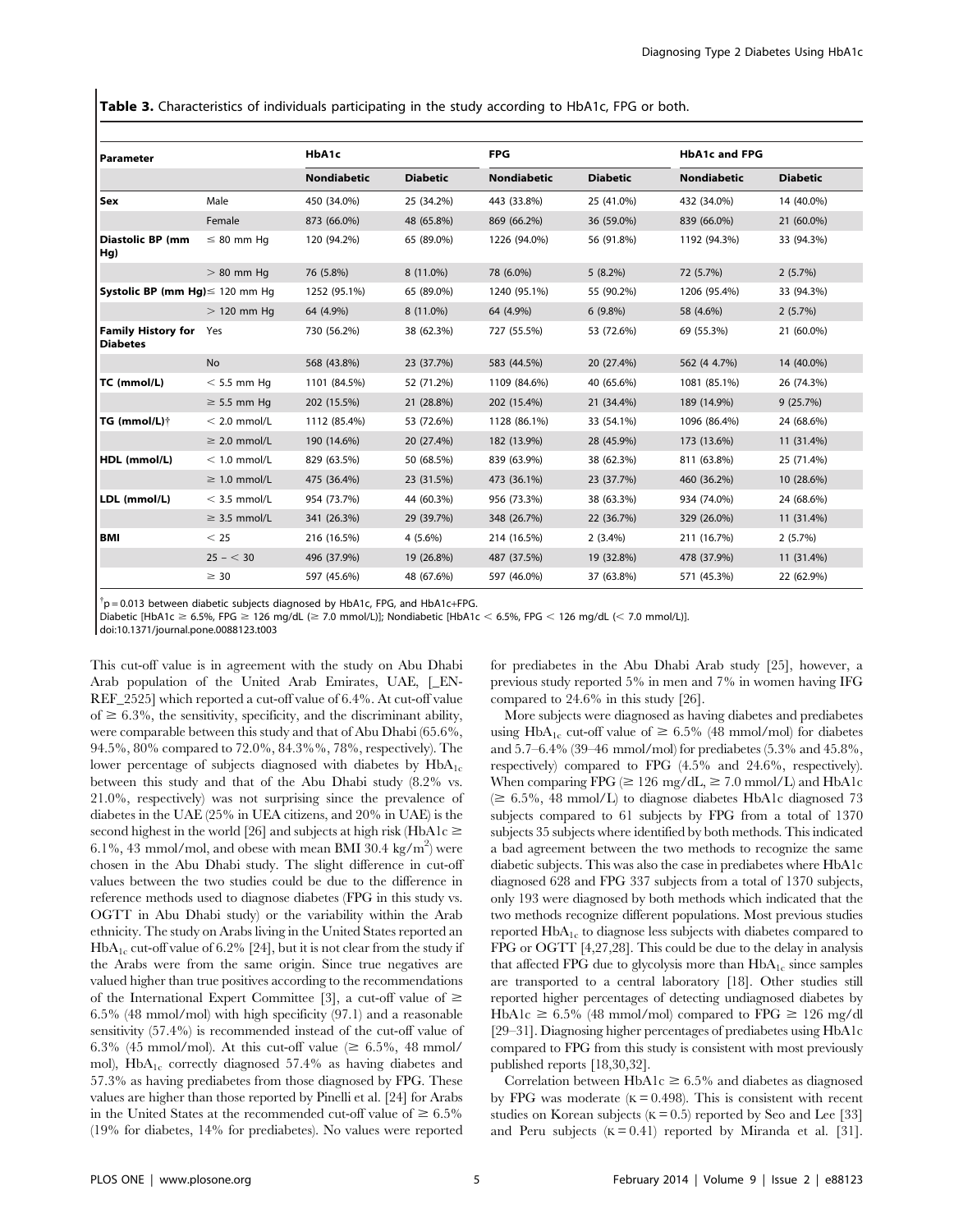**Table 3.** Characteristics of individuals participating in the study according to HbA1c, FPG or both.

| Parameter | | HbA1c | | FPG | | HbA1c and FPG | |
|---|---|---|---|---|---|---|---|
| | | Nondiabetic | Diabetic | Nondiabetic | Diabetic | Nondiabetic | Diabetic |
| **Sex** | Male | 450 (34.0%) | 25 (34.2%) | 443 (33.8%) | 25 (41.0%) | 432 (34.0%) | 14 (40.0%) |
| | Female | 873 (66.0%) | 48 (65.8%) | 869 (66.2%) | 36 (59.0%) | 839 (66.0%) | 21 (60.0%) |
| **Diastolic BP (mm Hg)** | ≤ 80 mm Hg | 120 (94.2%) | 65 (89.0%) | 1226 (94.0%) | 56 (91.8%) | 1192 (94.3%) | 33 (94.3%) |
| | > 80 mm Hg | 76 (5.8%) | 8 (11.0%) | 78 (6.0%) | 5 (8.2%) | 72 (5.7%) | 2 (5.7%) |
| **Systolic BP (mm Hg)** | ≤ 120 mm Hg | 1252 (95.1%) | 65 (89.0%) | 1240 (95.1%) | 55 (90.2%) | 1206 (95.4%) | 33 (94.3%) |
| | > 120 mm Hg | 64 (4.9%) | 8 (11.0%) | 64 (4.9%) | 6 (9.8%) | 58 (4.6%) | 2 (5.7%) |
| **Family History for Diabetes** | Yes | 730 (56.2%) | 38 (62.3%) | 727 (55.5%) | 53 (72.6%) | 69 (55.3%) | 21 (60.0%) |
| | No | 568 (43.8%) | 23 (37.7%) | 583 (44.5%) | 20 (27.4%) | 562 (4 4.7%) | 14 (40.0%) |
| **TC (mmol/L)** | < 5.5 mm Hg | 1101 (84.5%) | 52 (71.2%) | 1109 (84.6%) | 40 (65.6%) | 1081 (85.1%) | 26 (74.3%) |
| | ≥ 5.5 mm Hg | 202 (15.5%) | 21 (28.8%) | 202 (15.4%) | 21 (34.4%) | 189 (14.9%) | 9 (25.7%) |
| **TG (mmol/L)†** | < 2.0 mmol/L | 1112 (85.4%) | 53 (72.6%) | 1128 (86.1%) | 33 (54.1%) | 1096 (86.4%) | 24 (68.6%) |
| | ≥ 2.0 mmol/L | 190 (14.6%) | 20 (27.4%) | 182 (13.9%) | 28 (45.9%) | 173 (13.6%) | 11 (31.4%) |
| **HDL (mmol/L)** | < 1.0 mmol/L | 829 (63.5%) | 50 (68.5%) | 839 (63.9%) | 38 (62.3%) | 811 (63.8%) | 25 (71.4%) |
| | ≥ 1.0 mmol/L | 475 (36.4%) | 23 (31.5%) | 473 (36.1%) | 23 (37.7%) | 460 (36.2%) | 10 (28.6%) |
| **LDL (mmol/L)** | < 3.5 mmol/L | 954 (73.7%) | 44 (60.3%) | 956 (73.3%) | 38 (63.3%) | 934 (74.0%) | 24 (68.6%) |
| | ≥ 3.5 mmol/L | 341 (26.3%) | 29 (39.7%) | 348 (26.7%) | 22 (36.7%) | 329 (26.0%) | 11 (31.4%) |
| **BMI** | < 25 | 216 (16.5%) | 4 (5.6%) | 214 (16.5%) | 2 (3.4%) | 211 (16.7%) | 2 (5.7%) |
| | 25 – < 30 | 496 (37.9%) | 19 (26.8%) | 487 (37.5%) | 19 (32.8%) | 478 (37.9%) | 11 (31.4%) |
| | ≥ 30 | 597 (45.6%) | 48 (67.6%) | 597 (46.0%) | 37 (63.8%) | 571 (45.3%) | 22 (62.9%) |

†p = 0.013 between diabetic subjects diagnosed by HbA1c, FPG, and HbA1c+FPG.
Diabetic [HbA1c ≥ 6.5%, FPG ≥ 126 mg/dL (≥ 7.0 mmol/L)]; Nondiabetic [HbA1c < 6.5%, FPG < 126 mg/dL (< 7.0 mmol/L)].
doi:10.1371/journal.pone.0088123.t003

This cut-off value is in agreement with the study on Abu Dhabi Arab population of the United Arab Emirates, UAE, [_EN-REF_2525] which reported a cut-off value of 6.4%. At cut-off value of ≥ 6.3%, the sensitivity, specificity, and the discriminant ability, were comparable between this study and that of Abu Dhabi (65.6%, 94.5%, 80% compared to 72.0%, 84.3%%, 78%, respectively). The lower percentage of subjects diagnosed with diabetes by $HbA_{1c}$ between this study and that of the Abu Dhabi study (8.2% vs. 21.0%, respectively) was not surprising since the prevalence of diabetes in the UAE (25% in UEA citizens, and 20% in UAE) is the second highest in the world [26] and subjects at high risk (HbA1c ≥ 6.1%, 43 mmol/mol, and obese with mean BMI 30.4 $kg/m^2$) were chosen in the Abu Dhabi study. The slight difference in cut-off values between the two studies could be due to the difference in reference methods used to diagnose diabetes (FPG in this study vs. OGTT in Abu Dhabi study) or the variability within the Arab ethnicity. The study on Arabs living in the United States reported an $HbA_{1c}$ cut-off value of 6.2% [24], but it is not clear from the study if the Arabs were from the same origin. Since true negatives are valued higher than true positives according to the recommendations of the International Expert Committee [3], a cut-off value of ≥ 6.5% (48 mmol/mol) with high specificity (97.1) and a reasonable sensitivity (57.4%) is recommended instead of the cut-off value of 6.3% (45 mmol/mol). At this cut-off value (≥ 6.5%, 48 mmol/mol), $HbA_{1c}$ correctly diagnosed 57.4% as having diabetes and 57.3% as having prediabetes from those diagnosed by FPG. These values are higher than those reported by Pinelli et al. [24] for Arabs in the United States at the recommended cut-off value of ≥ 6.5% (19% for diabetes, 14% for prediabetes). No values were reported for prediabetes in the Abu Dhabi Arab study [25], however, a previous study reported 5% in men and 7% in women having IFG compared to 24.6% in this study [26].

More subjects were diagnosed as having diabetes and prediabetes using $HbA_{1c}$ cut-off value of ≥ 6.5% (48 mmol/mol) for diabetes and 5.7–6.4% (39–46 mmol/mol) for prediabetes (5.3% and 45.8%, respectively) compared to FPG (4.5% and 24.6%, respectively). When comparing FPG (≥ 126 mg/dL, ≥ 7.0 mmol/L) and HbA1c (≥ 6.5%, 48 mmol/L) to diagnose diabetes HbA1c diagnosed 73 subjects compared to 61 subjects by FPG from a total of 1370 subjects 35 subjects where identified by both methods. This indicated a bad agreement between the two methods to recognize the same diabetic subjects. This was also the case in prediabetes where HbA1c diagnosed 628 and FPG 337 subjects from a total of 1370 subjects, only 193 were diagnosed by both methods which indicated that the two methods recognize different populations. Most previous studies reported $HbA_{1c}$ to diagnose less subjects with diabetes compared to FPG or OGTT [4,27,28]. This could be due to the delay in analysis that affected FPG due to glycolysis more than $HbA_{1c}$ since samples are transported to a central laboratory [18]. Other studies still reported higher percentages of detecting undiagnosed diabetes by HbA1c ≥ 6.5% (48 mmol/mol) compared to FPG ≥ 126 mg/dl [29–31]. Diagnosing higher percentages of prediabetes using HbA1c compared to FPG from this study is consistent with most previously published reports [18,30,32].

Correlation between HbA1c ≥ 6.5% and diabetes as diagnosed by FPG was moderate ($\kappa = 0.498$). This is consistent with recent studies on Korean subjects ($\kappa = 0.5$) reported by Seo and Lee [33] and Peru subjects ($\kappa = 0.41$) reported by Miranda et al. [31].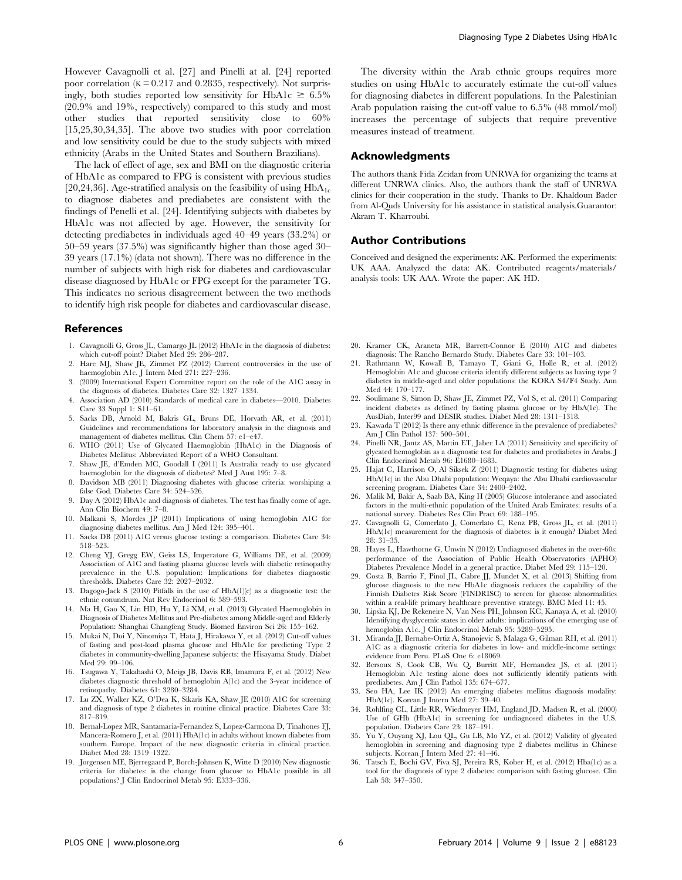However Cavagnolli et al. [27] and Pinelli at al. [24] reported poor correlation ($\kappa = 0.217$ and 0.2835, respectively). Not surprisingly, both studies reported low sensitivity for HbA1c $\geq$ 6.5% (20.9% and 19%, respectively) compared to this study and most other studies that reported sensitivity close to 60% [15,25,30,34,35]. The above two studies with poor correlation and low sensitivity could be due to the study subjects with mixed ethnicity (Arabs in the United States and Southern Brazilians).

The lack of effect of age, sex and BMI on the diagnostic criteria of HbA1c as compared to FPG is consistent with previous studies [20,24,36]. Age-stratified analysis on the feasibility of using $HbA_{1c}$ to diagnose diabetes and prediabetes are consistent with the findings of Penelli et al. [24]. Identifying subjects with diabetes by HbA1c was not affected by age. However, the sensitivity for detecting prediabetes in individuals aged 40–49 years (33.2%) or 50–59 years (37.5%) was significantly higher than those aged 30–39 years (17.1%) (data not shown). There was no difference in the number of subjects with high risk for diabetes and cardiovascular disease diagnosed by HbA1c or FPG except for the parameter TG. This indicates no serious disagreement between the two methods to identify high risk people for diabetes and cardiovascular disease.

The diversity within the Arab ethnic groups requires more studies on using HbA1c to accurately estimate the cut-off values for diagnosing diabetes in different populations. In the Palestinian Arab population raising the cut-off value to 6.5% (48 mmol/mol) increases the percentage of subjects that require preventive measures instead of treatment.

## Acknowledgments

The authors thank Fida Zeidan from UNRWA for organizing the teams at different UNRWA clinics. Also, the authors thank the staff of UNRWA clinics for their cooperation in the study. Thanks to Dr. Khaldoun Bader from Al-Quds University for his assistance in statistical analysis.Guarantor: Akram T. Kharroubi.

## Author Contributions

Conceived and designed the experiments: AK. Performed the experiments: UK AAA. Analyzed the data: AK. Contributed reagents/materials/analysis tools: UK AAA. Wrote the paper: AK HD.

## References

1. Cavagnolli G, Gross JL, Camargo JL (2012) HbA1c in the diagnosis of diabetes: which cut-off point? Diabet Med 29: 286–287.
2. Hare MJ, Shaw JE, Zimmet PZ (2012) Current controversies in the use of haemoglobin A1c. J Intern Med 271: 227–236.
3. (2009) International Expert Committee report on the role of the A1C assay in the diagnosis of diabetes. Diabetes Care 32: 1327–1334.
4. Association AD (2010) Standards of medical care in diabetes—2010. Diabetes Care 33 Suppl 1: S11–61.
5. Sacks DB, Arnold M, Bakris GL, Bruns DE, Horvath AR, et al. (2011) Guidelines and recommendations for laboratory analysis in the diagnosis and management of diabetes mellitus. Clin Chem 57: e1–e47.
6. WHO (2011) Use of Glycated Haemoglobin (HbA1c) in the Diagnosis of Diabetes Mellitus: Abbreviated Report of a WHO Consultant.
7. Shaw JE, d'Emden MC, Goodall I (2011) Is Australia ready to use glycated haemoglobin for the diagnosis of diabetes? Med J Aust 195: 7–8.
8. Davidson MB (2011) Diagnosing diabetes with glucose criteria: worshiping a false God. Diabetes Care 34: 524–526.
9. Day A (2012) HbA1c and diagnosis of diabetes. The test has finally come of age. Ann Clin Biochem 49: 7–8.
10. Malkani S, Mordes JP (2011) Implications of using hemoglobin A1C for diagnosing diabetes mellitus. Am J Med 124: 395–401.
11. Sacks DB (2011) A1C versus glucose testing: a comparison. Diabetes Care 34: 518–523.
12. Cheng YJ, Gregg EW, Geiss LS, Imperatore G, Williams DE, et al. (2009) Association of A1C and fasting plasma glucose levels with diabetic retinopathy prevalence in the U.S. population: Implications for diabetes diagnostic thresholds. Diabetes Care 32: 2027–2032.
13. Dagogo-Jack S (2010) Pitfalls in the use of HbA(1)(c) as a diagnostic test: the ethnic conundrum. Nat Rev Endocrinol 6: 589–593.
14. Ma H, Gao X, Lin HD, Hu Y, Li XM, et al. (2013) Glycated Haemoglobin in Diagnosis of Diabetes Mellitus and Pre-diabetes among Middle-aged and Elderly Population: Shanghai Changfeng Study. Biomed Environ Sci 26: 155–162.
15. Mukai N, Doi Y, Ninomiya T, Hata J, Hirakawa Y, et al. (2012) Cut-off values of fasting and post-load plasma glucose and HbA1c for predicting Type 2 diabetes in community-dwelling Japanese subjects: the Hisayama Study. Diabet Med 29: 99–106.
16. Tsugawa Y, Takahashi O, Meigs JB, Davis RB, Imamura F, et al. (2012) New diabetes diagnostic threshold of hemoglobin A(1c) and the 3-year incidence of retinopathy. Diabetes 61: 3280–3284.
17. Lu ZX, Walker KZ, O'Dea K, Sikaris KA, Shaw JE (2010) A1C for screening and diagnosis of type 2 diabetes in routine clinical practice. Diabetes Care 33: 817–819.
18. Bernal-Lopez MR, Santamaria-Fernandez S, Lopez-Carmona D, Tinahones FJ, Mancera-Romero J, et al. (2011) HbA(1c) in adults without known diabetes from southern Europe. Impact of the new diagnostic criteria in clinical practice. Diabet Med 28: 1319–1322.
19. Jorgensen ME, Bjerregaard P, Borch-Johnsen K, Witte D (2010) New diagnostic criteria for diabetes: is the change from glucose to HbA1c possible in all populations? J Clin Endocrinol Metab 95: E333–336.
20. Kramer CK, Araneta MR, Barrett-Connor E (2010) A1C and diabetes diagnosis: The Rancho Bernardo Study. Diabetes Care 33: 101–103.
21. Rathmann W, Kowall B, Tamayo T, Giani G, Holle R, et al. (2012) Hemoglobin A1c and glucose criteria identify different subjects as having type 2 diabetes in middle-aged and older populations: the KORA S4/F4 Study. Ann Med 44: 170–177.
22. Soulimane S, Simon D, Shaw JE, Zimmet PZ, Vol S, et al. (2011) Comparing incident diabetes as defined by fasting plasma glucose or by HbA(1c). The AusDiab, Inter99 and DESIR studies. Diabet Med 28: 1311–1318.
23. Kawada T (2012) Is there any ethnic difference in the prevalence of prediabetes? Am J Clin Pathol 137: 500–501.
24. Pinelli NR, Jantz AS, Martin ET, Jaber LA (2011) Sensitivity and specificity of glycated hemoglobin as a diagnostic test for diabetes and prediabetes in Arabs. J Clin Endocrinol Metab 96: E1680–1683.
25. Hajat C, Harrison O, Al Siksek Z (2011) Diagnostic testing for diabetes using HbA(1c) in the Abu Dhabi population: Weqaya: the Abu Dhabi cardiovascular screening program. Diabetes Care 34: 2400–2402.
26. Malik M, Bakir A, Saab BA, King H (2005) Glucose intolerance and associated factors in the multi-ethnic population of the United Arab Emirates: results of a national survey. Diabetes Res Clin Pract 69: 188–195.
27. Cavagnolli G, Comerlato J, Comerlato C, Renz PB, Gross JL, et al. (2011) HbA(1c) measurement for the diagnosis of diabetes: is it enough? Diabet Med 28: 31–35.
28. Hayes L, Hawthorne G, Unwin N (2012) Undiagnosed diabetes in the over-60s: performance of the Association of Public Health Observatories (APHO) Diabetes Prevalence Model in a general practice. Diabet Med 29: 115–120.
29. Costa B, Barrio F, Pinol JL, Cabre JJ, Mundet X, et al. (2013) Shifting from glucose diagnosis to the new HbA1c diagnosis reduces the capability of the Finnish Diabetes Risk Score (FINDRISC) to screen for glucose abnormalities within a real-life primary healthcare preventive strategy. BMC Med 11: 45.
30. Lipska KJ, De Rekeneire N, Van Ness PH, Johnson KC, Kanaya A, et al. (2010) Identifying dysglycemic states in older adults: implications of the emerging use of hemoglobin A1c. J Clin Endocrinol Metab 95: 5289–5295.
31. Miranda JJ, Bernabe-Ortiz A, Stanojevic S, Malaga G, Gilman RH, et al. (2011) A1C as a diagnostic criteria for diabetes in low- and middle-income settings: evidence from Peru. PLoS One 6: e18069.
32. Bersoux S, Cook CB, Wu Q, Burritt MF, Hernandez JS, et al. (2011) Hemoglobin A1c testing alone does not sufficiently identify patients with prediabetes. Am J Clin Pathol 135: 674–677.
33. Seo HA, Lee IK (2012) An emerging diabetes mellitus diagnosis modality: HbA(1c). Korean J Intern Med 27: 39–40.
34. Rohlfing CL, Little RR, Wiedmeyer HM, England JD, Madsen R, et al. (2000) Use of GHb (HbA1c) in screening for undiagnosed diabetes in the U.S. population. Diabetes Care 23: 187–191.
35. Yu Y, Ouyang XJ, Lou QL, Gu LB, Mo YZ, et al. (2012) Validity of glycated hemoglobin in screening and diagnosing type 2 diabetes mellitus in Chinese subjects. Korean J Intern Med 27: 41–46.
36. Tatsch E, Bochi GV, Piva SJ, Pereira RS, Kober H, et al. (2012) Hba(1c) as a tool for the diagnosis of type 2 diabetes: comparison with fasting glucose. Clin Lab 58: 347–350.